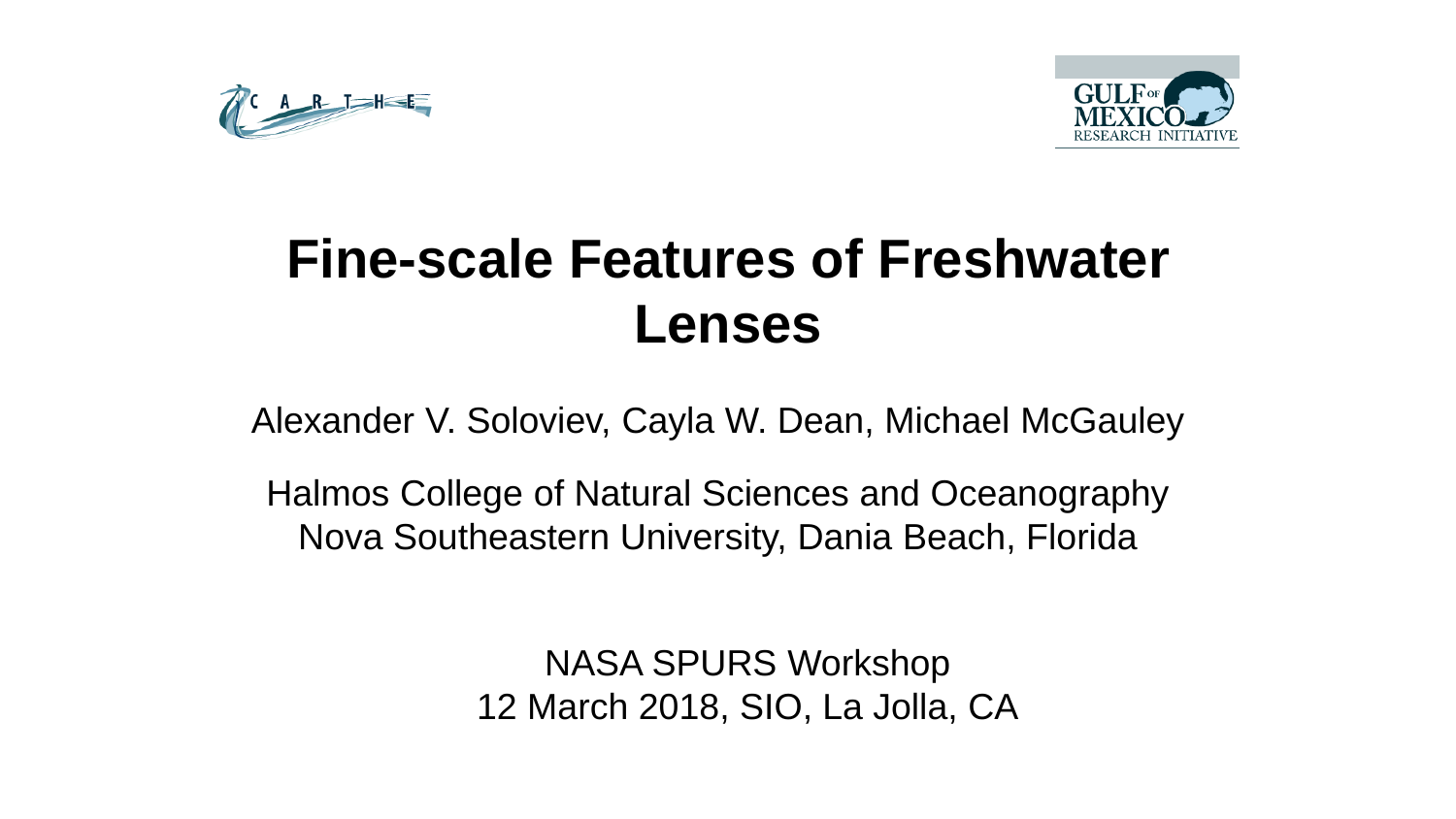# Fine-scale Features of Freshwater Lenses

Alexander V. Soloviev, Cayla W. Dean, Michael McGauley

Halmos College of Natural Sciences and Oceanography
Nova Southeastern University, Dania Beach, Florida

NASA SPURS Workshop
12 March 2018, SIO, La Jolla, CA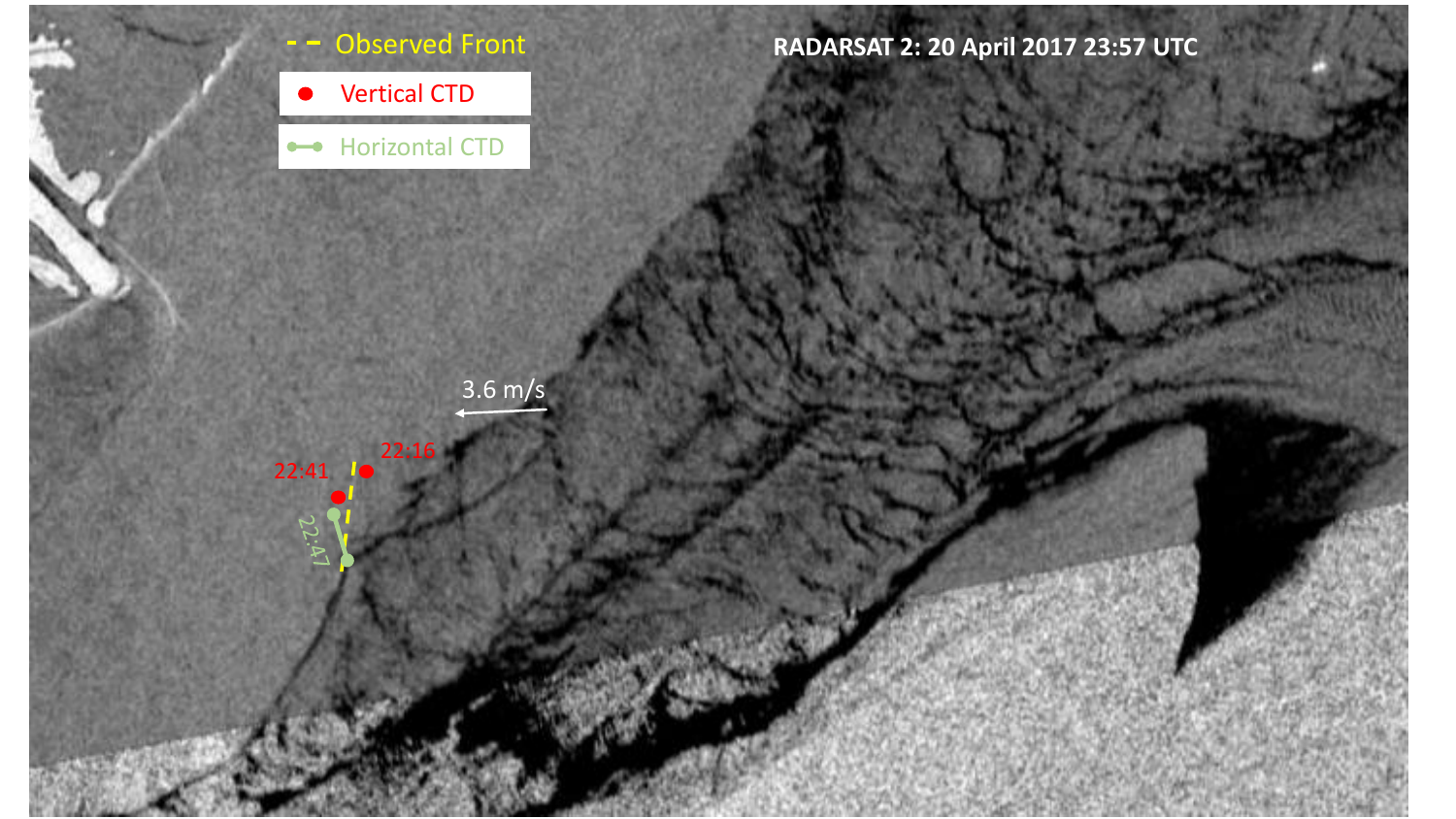RADARSAT 2: 20 April 2017 23:57 UTC

Observed Front

Vertical CTD

Horizontal CTD

3.6 m/s

22:16

22:41

22:47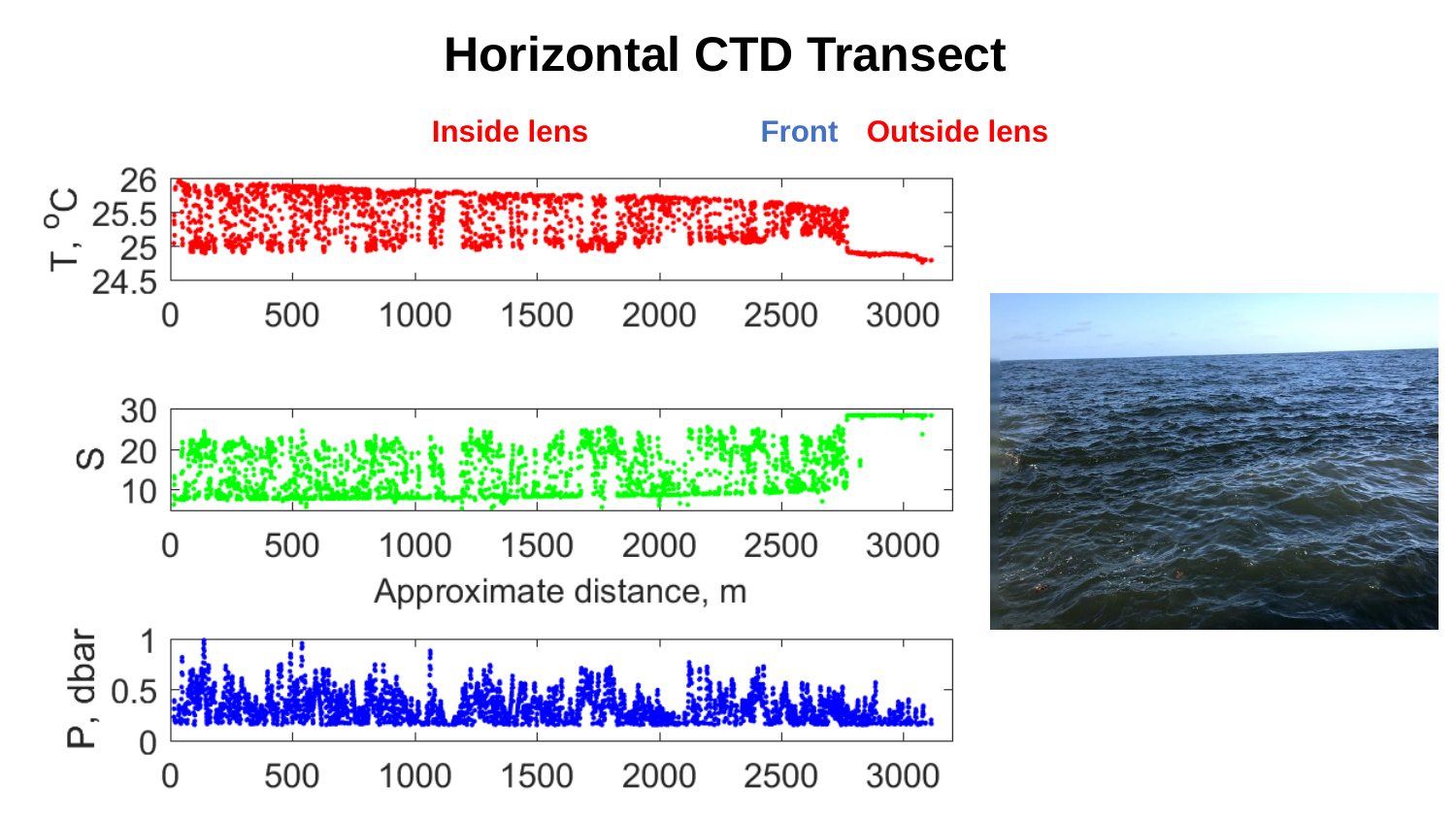# Horizontal CTD Transect

Inside lens | Front | Outside lens

Plot panels (x-axis: Approximate distance, m; range 0–3000):

- $T$, $^oC$ (range 24.5–26)
- S (range 10–30)
- P, dbar (range 0–1)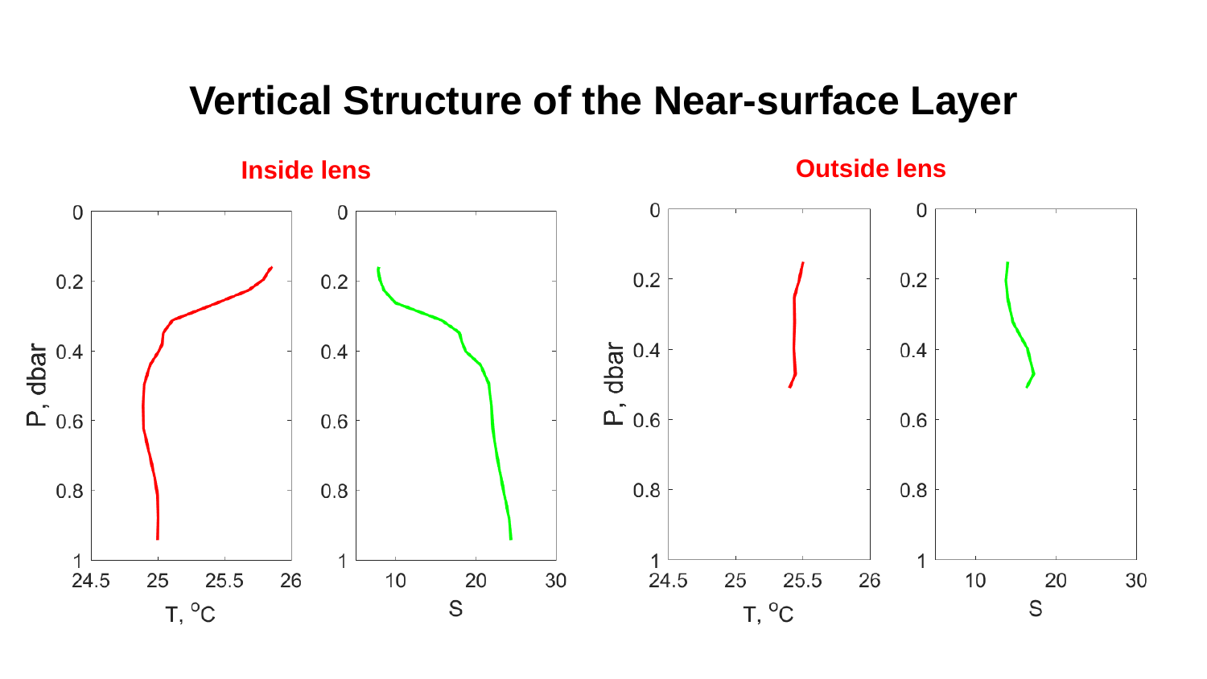# Vertical Structure of the Near-surface Layer

**Inside lens**

**Outside lens**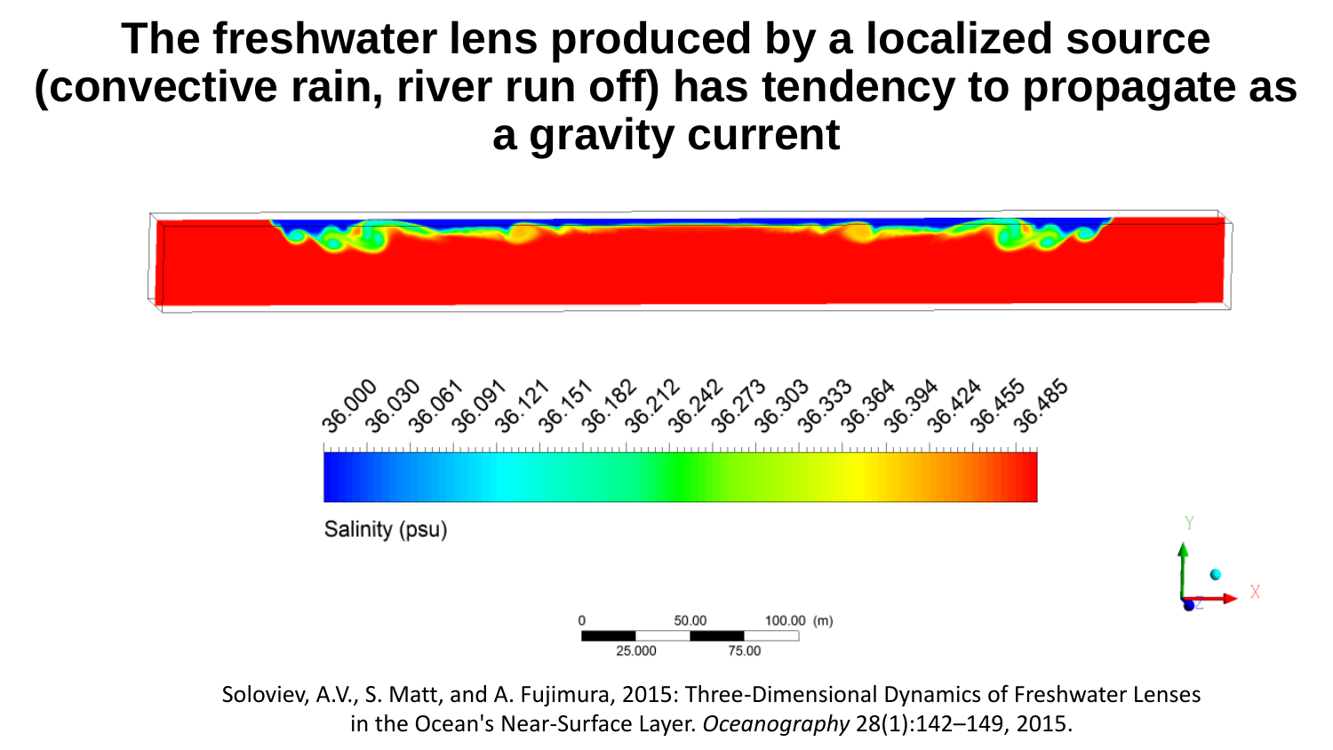# The freshwater lens produced by a localized source (convective rain, river run off) has tendency to propagate as a gravity current

Soloviev, A.V., S. Matt, and A. Fujimura, 2015: Three-Dimensional Dynamics of Freshwater Lenses in the Ocean's Near-Surface Layer. *Oceanography* 28(1):142–149, 2015.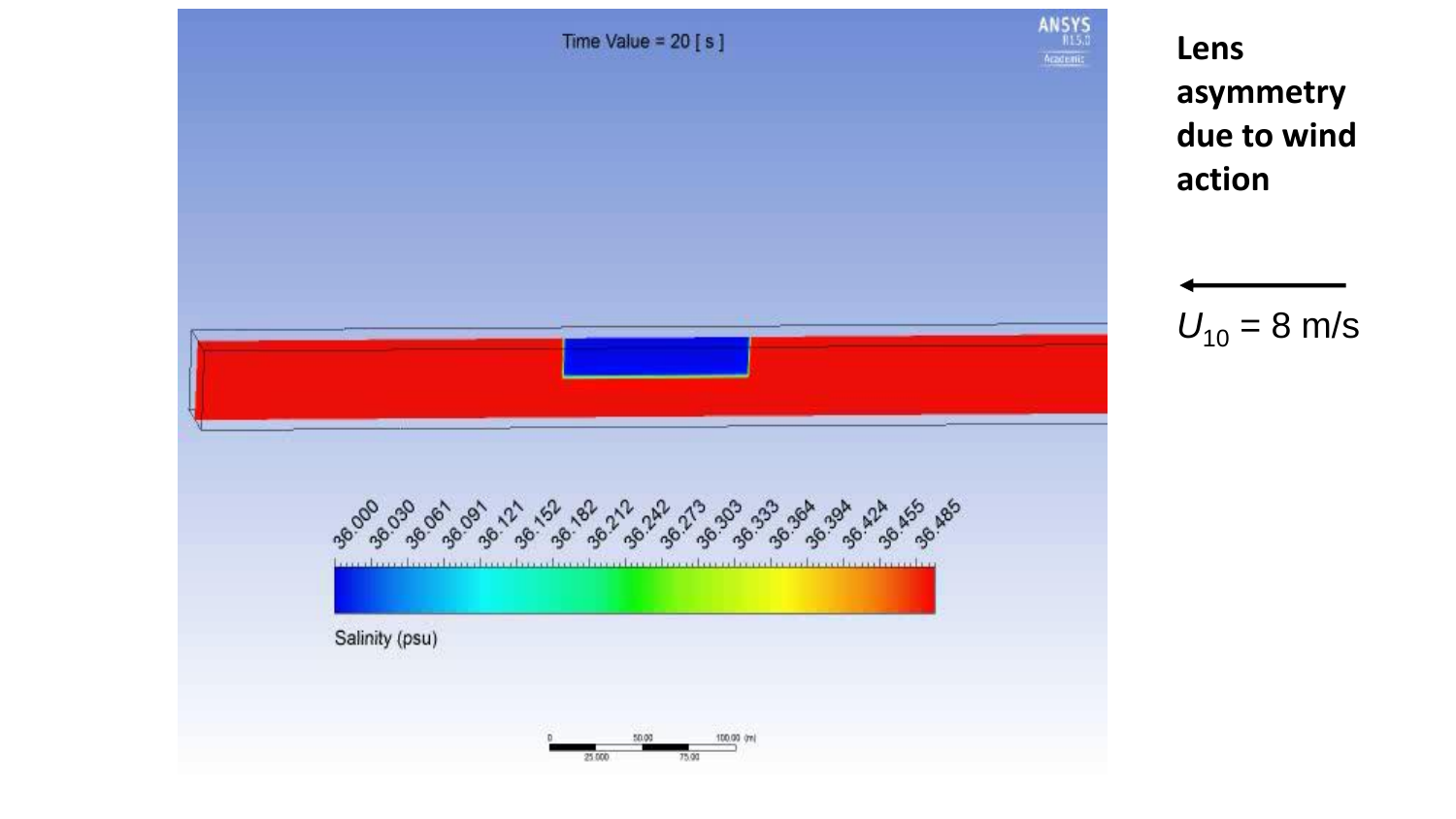Time Value = 20 [ s ]

ANSYS R15.0 Academic

36.000 36.030 36.061 36.091 36.121 36.152 36.182 36.212 36.242 36.273 36.303 36.333 36.364 36.394 36.424 36.455 36.485

Salinity (psu)

0 25.000 50.00 75.00 100.00 (m)

**Lens asymmetry due to wind action**

←

$U_{10}$ = 8 m/s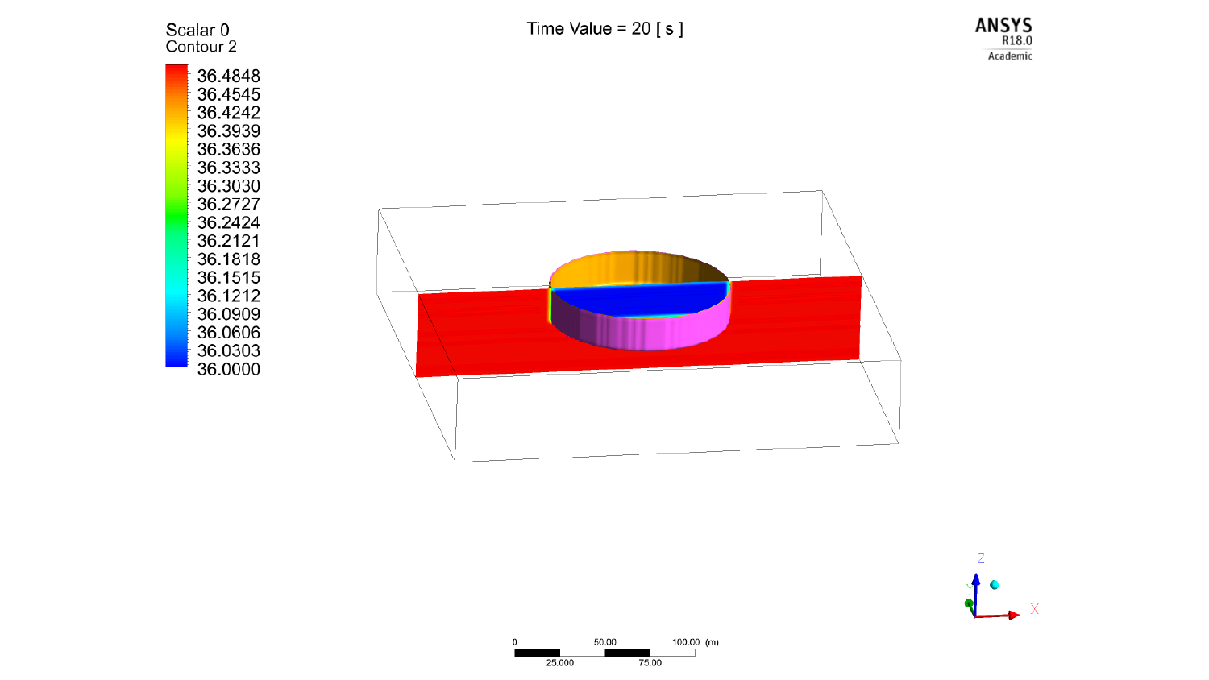Scalar 0
Contour 2

36.4848
36.4545
36.4242
36.3939
36.3636
36.3333
36.3030
36.2727
36.2424
36.2121
36.1818
36.1515
36.1212
36.0909
36.0606
36.0303
36.0000

Time Value = 20 [ s ]

ANSYS
R18.0
Academic

0 50.00 100.00 (m)
25.000 75.00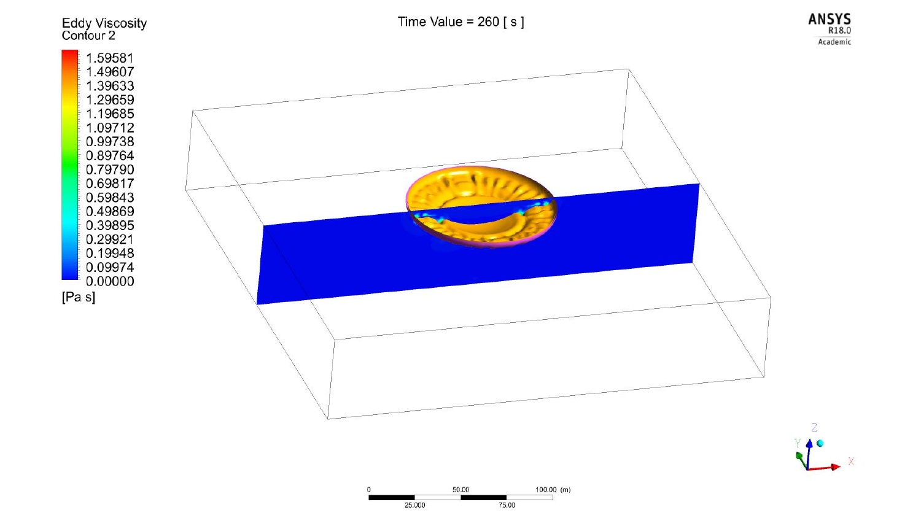Eddy Viscosity
Contour 2

1.59581
1.49607
1.39633
1.29659
1.19685
1.09712
0.99738
0.89764
0.79790
0.69817
0.59843
0.49869
0.39895
0.29921
0.19948
0.09974
0.00000
[Pa s]

Time Value = 260 [ s ]

ANSYS
R18.0
Academic

0 50.00 100.00 (m)
25.000 75.00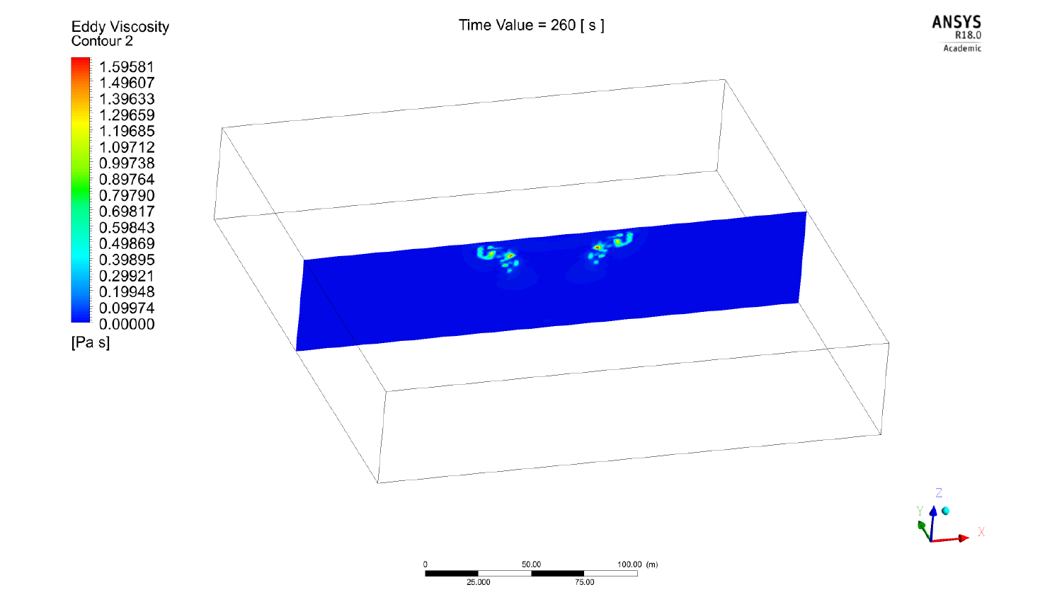Eddy Viscosity
Contour 2

1.59581
1.49607
1.39633
1.29659
1.19685
1.09712
0.99738
0.89764
0.79790
0.69817
0.59843
0.49869
0.39895
0.29921
0.19948
0.09974
0.00000

[Pa s]

Time Value = 260 [ s ]

ANSYS
R18.0
Academic

0 | 50.00 | 100.00 (m)
25.000 | 75.00

Z
Y
X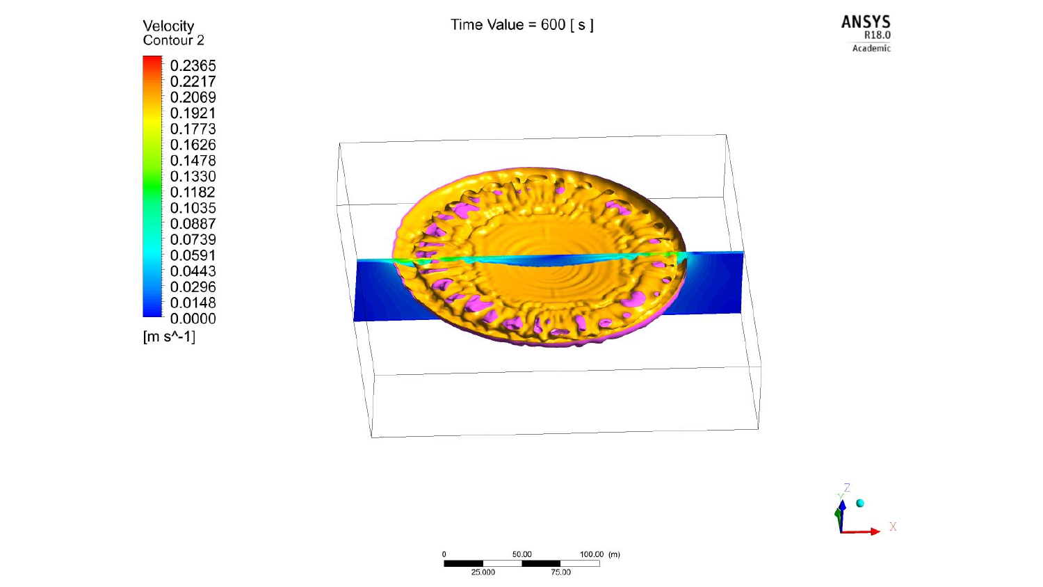Velocity
Contour 2

0.2365
0.2217
0.2069
0.1921
0.1773
0.1626
0.1478
0.1330
0.1182
0.1035
0.0887
0.0739
0.0591
0.0443
0.0296
0.0148
0.0000
[m s^-1]

Time Value = 600 [ s ]

ANSYS
R18.0
Academic

0 | 25.000 | 50.00 | 75.00 | 100.00 (m)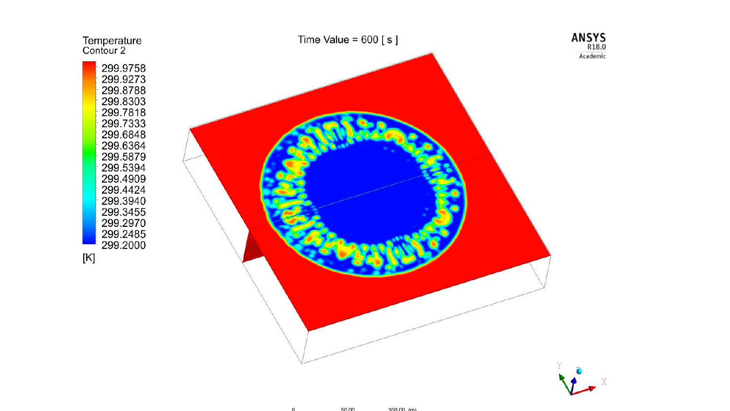Time Value = 600 [ s ]

Temperature
Contour 2

299.9758
299.9273
299.8788
299.8303
299.7818
299.7333
299.6848
299.6364
299.5879
299.5394
299.4909
299.4424
299.3940
299.3455
299.2970
299.2485
299.2000

[K]

ANSYS
R18.0
Academic

0 50.00 100.00 (m)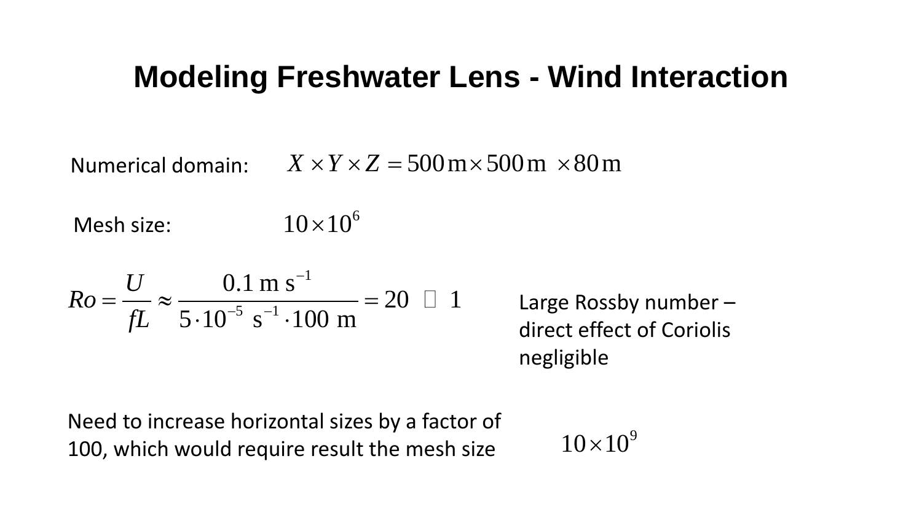# Modeling Freshwater Lens - Wind Interaction

Numerical domain: $X \times Y \times Z = 500\,\mathrm{m} \times 500\,\mathrm{m} \times 80\,\mathrm{m}$

Mesh size: $10 \times 10^6$

$$Ro = \frac{U}{fL} \approx \frac{0.1\ \mathrm{m\ s^{-1}}}{5 \cdot 10^{-5}\ \mathrm{s^{-1}} \cdot 100\ \mathrm{m}} = 20 \gg 1$$

Large Rossby number – direct effect of Coriolis negligible

Need to increase horizontal sizes by a factor of 100, which would require result the mesh size $10 \times 10^9$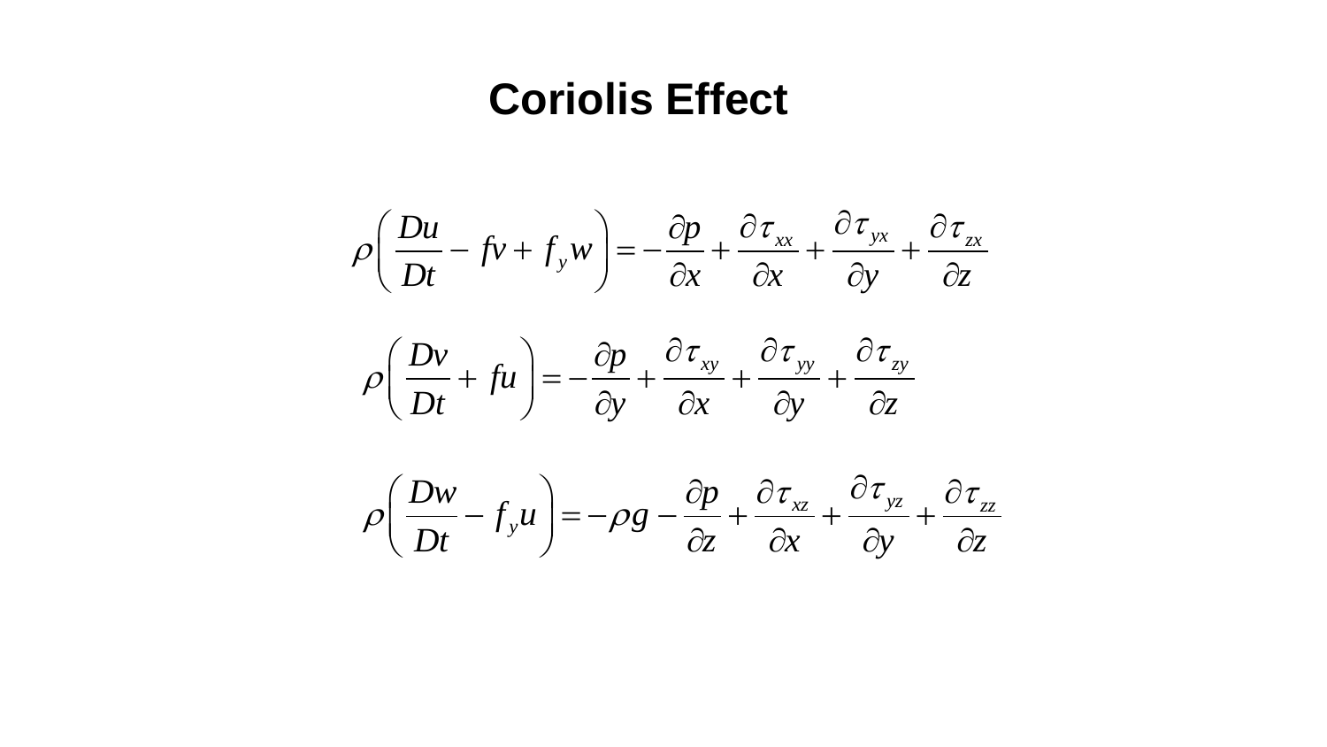# Coriolis Effect

$$\rho\left(\frac{Du}{Dt} - fv + f_y w\right) = -\frac{\partial p}{\partial x} + \frac{\partial \tau_{xx}}{\partial x} + \frac{\partial \tau_{yx}}{\partial y} + \frac{\partial \tau_{zx}}{\partial z}$$

$$\rho\left(\frac{Dv}{Dt} + fu\right) = -\frac{\partial p}{\partial y} + \frac{\partial \tau_{xy}}{\partial x} + \frac{\partial \tau_{yy}}{\partial y} + \frac{\partial \tau_{zy}}{\partial z}$$

$$\rho\left(\frac{Dw}{Dt} - f_y u\right) = -\rho g - \frac{\partial p}{\partial z} + \frac{\partial \tau_{xz}}{\partial x} + \frac{\partial \tau_{yz}}{\partial y} + \frac{\partial \tau_{zz}}{\partial z}$$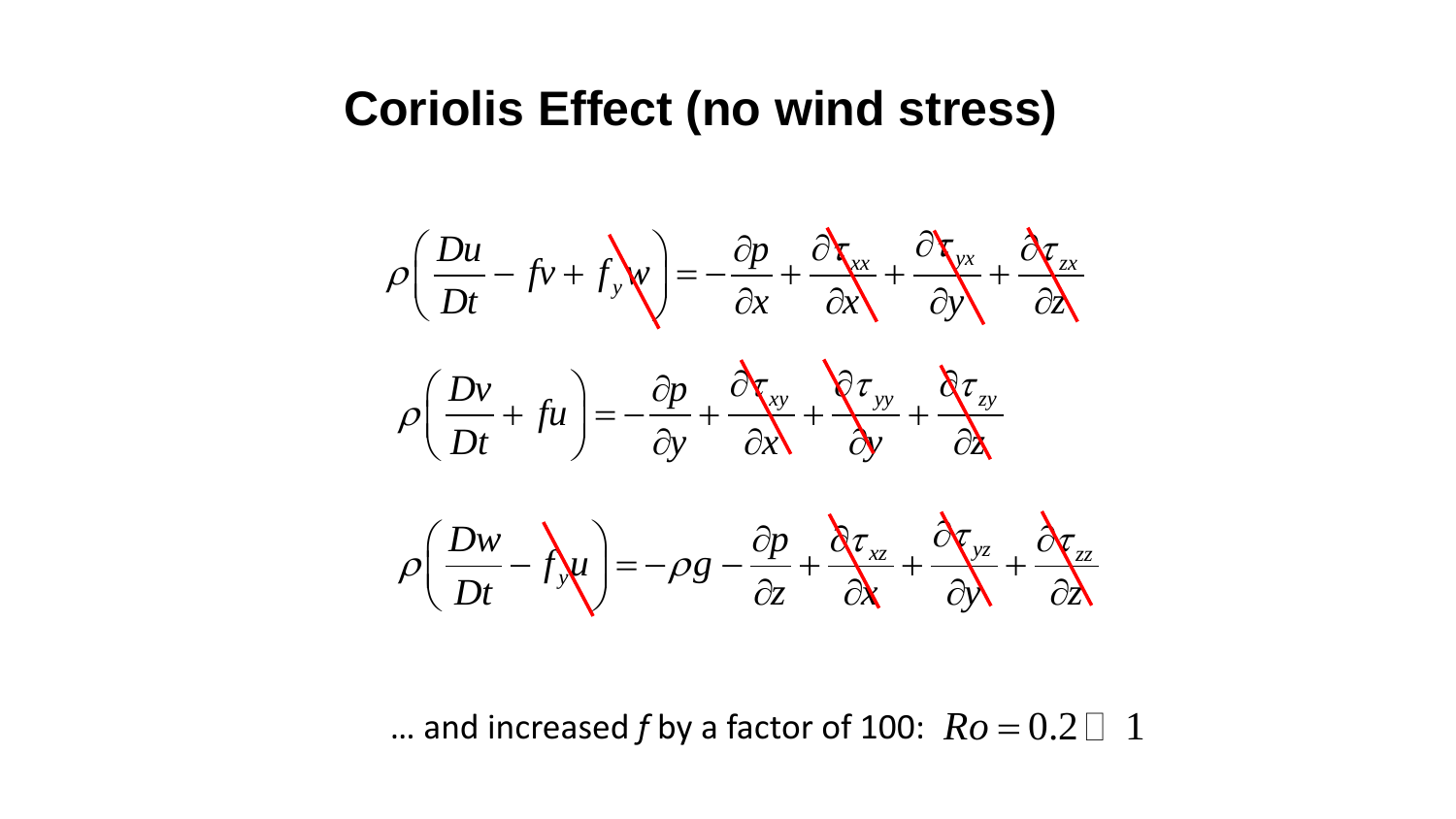# Coriolis Effect (no wind stress)

$$\rho\left(\frac{Du}{Dt} - fv + \cancel{f_y w}\right) = -\frac{\partial p}{\partial x} + \cancel{\frac{\partial \tau_{xx}}{\partial x}} + \cancel{\frac{\partial \tau_{yx}}{\partial y}} + \cancel{\frac{\partial \tau_{zx}}{\partial z}}$$

$$\rho\left(\frac{Dv}{Dt} + fu\right) = -\frac{\partial p}{\partial y} + \cancel{\frac{\partial \tau_{xy}}{\partial x}} + \cancel{\frac{\partial \tau_{yy}}{\partial y}} + \cancel{\frac{\partial \tau_{zy}}{\partial z}}$$

$$\rho\left(\frac{Dw}{Dt} - \cancel{f_y u}\right) = -\rho g - \frac{\partial p}{\partial z} + \cancel{\frac{\partial \tau_{xz}}{\partial x}} + \cancel{\frac{\partial \tau_{yz}}{\partial y}} + \cancel{\frac{\partial \tau_{zz}}{\partial z}}$$

… and increased *f* by a factor of 100: $Ro = 0.2 \ll 1$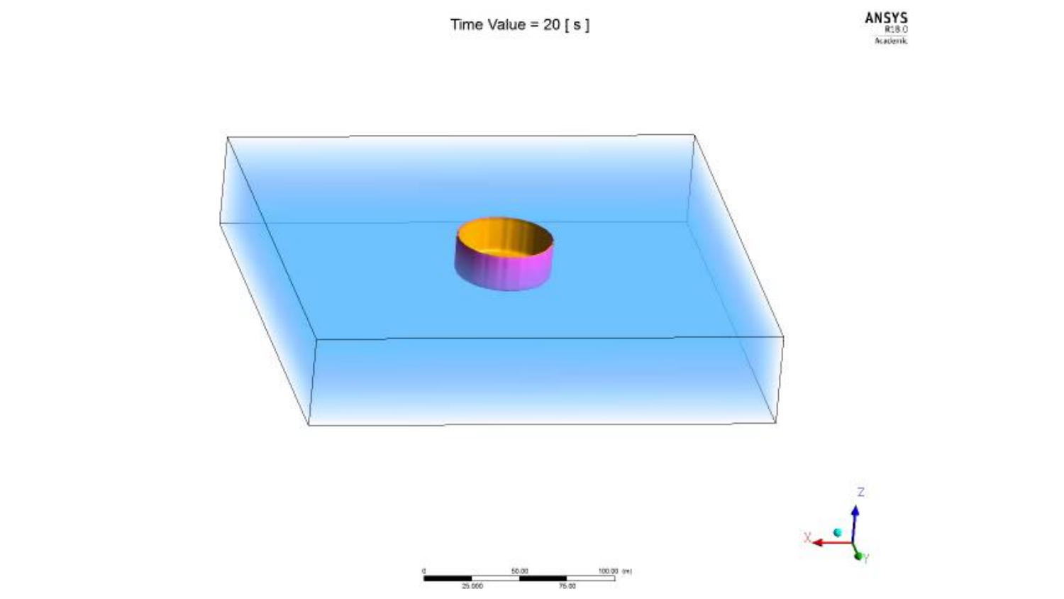Time Value = 20 [ s ]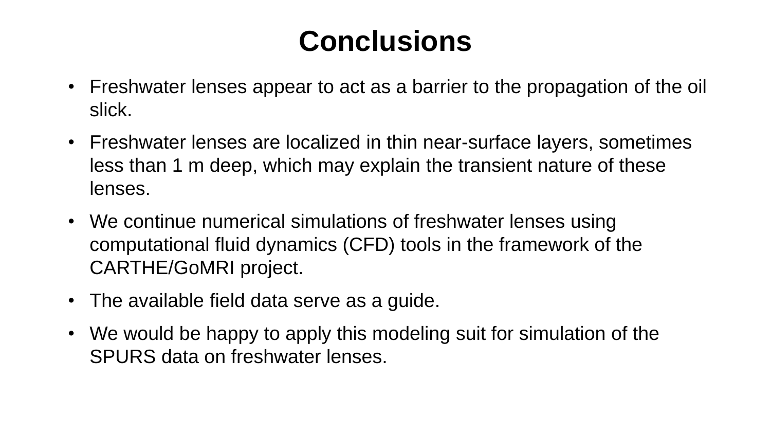# Conclusions

- Freshwater lenses appear to act as a barrier to the propagation of the oil slick.
- Freshwater lenses are localized in thin near-surface layers, sometimes less than 1 m deep, which may explain the transient nature of these lenses.
- We continue numerical simulations of freshwater lenses using computational fluid dynamics (CFD) tools in the framework of the CARTHE/GoMRI project.
- The available field data serve as a guide.
- We would be happy to apply this modeling suit for simulation of the SPURS data on freshwater lenses.